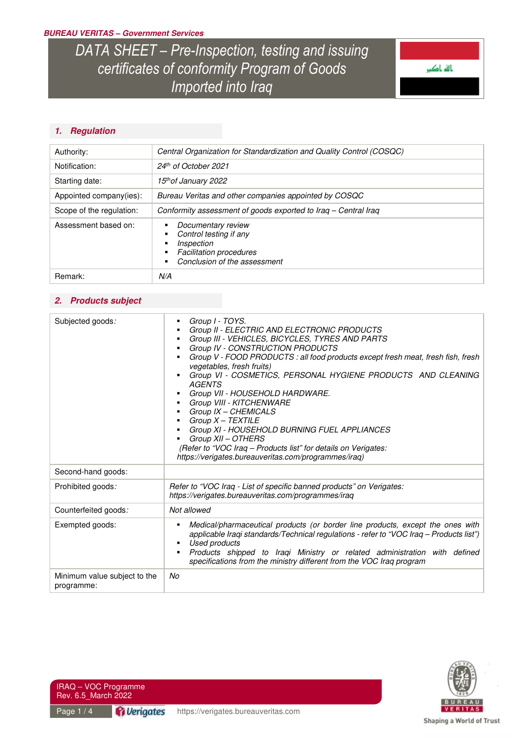BUREAU VERITAS – Government Services

# DATA SHEET – Pre-Inspection, testing and issuing certificates of conformity Program of Goods Imported into Iraq

## 1. Regulation

| | |
|---|---|
| Authority: | *Central Organization for Standardization and Quality Control (COSQC)* |
| Notification: | *24th of October 2021* |
| Starting date: | *15th of January 2022* |
| Appointed company(ies): | *Bureau Veritas and other companies appointed by COSQC* |
| Scope of the regulation: | *Conformity assessment of goods exported to Iraq – Central Iraq* |
| Assessment based on: | ▪ *Documentary review*<br>▪ *Control testing if any*<br>▪ *Inspection*<br>▪ *Facilitation procedures*<br>▪ *Conclusion of the assessment* |
| Remark: | *N/A* |

## 2. Products subject

| | |
|---|---|
| Subjected goods*:* | ▪ *Group I - TOYS.*<br>▪ *Group II - ELECTRIC AND ELECTRONIC PRODUCTS*<br>▪ *Group III - VEHICLES, BICYCLES, TYRES AND PARTS*<br>▪ *Group IV - CONSTRUCTION PRODUCTS*<br>▪ *Group V - FOOD PRODUCTS : all food products except fresh meat, fresh fish, fresh vegetables, fresh fruits)*<br>▪ *Group VI - COSMETICS, PERSONAL HYGIENE PRODUCTS AND CLEANING AGENTS*<br>▪ *Group VII - HOUSEHOLD HARDWARE.*<br>▪ *Group VIII - KITCHENWARE*<br>▪ *Group IX – CHEMICALS*<br>▪ *Group X – TEXTILE*<br>▪ *Group XI - HOUSEHOLD BURNING FUEL APPLIANCES*<br>▪ *Group XII – OTHERS*<br>*(Refer to "VOC Iraq – Products list" for details on Verigates: https://verigates.bureauveritas.com/programmes/iraq)* |
| Second-hand goods: | |
| Prohibited goods*:* | *Refer to "VOC Iraq - List of specific banned products" on Verigates: https://verigates.bureauveritas.com/programmes/iraq* |
| Counterfeited goods*:* | *Not allowed* |
| Exempted goods: | ▪ *Medical/pharmaceutical products (or border line products, except the ones with applicable Iraqi standards/Technical regulations - refer to "VOC Iraq – Products list")*<br>▪ *Used products*<br>▪ *Products shipped to Iraqi Ministry or related administration with defined specifications from the ministry different from the VOC Iraq program* |
| Minimum value subject to the programme: | *No* |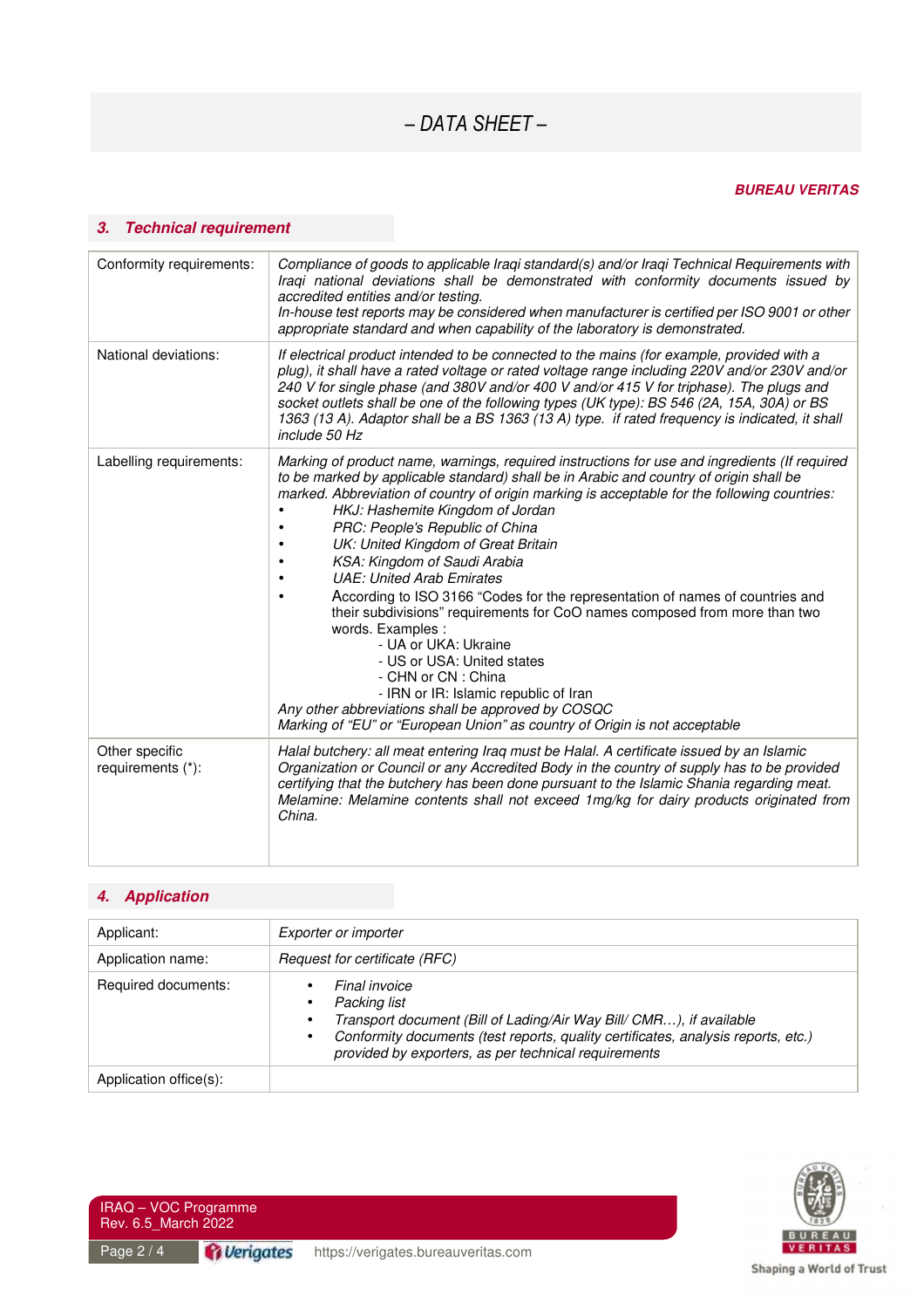# – DATA SHEET –

**BUREAU VERITAS**

## 3. Technical requirement

| | |
|---|---|
| Conformity requirements: | *Compliance of goods to applicable Iraqi standard(s) and/or Iraqi Technical Requirements with Iraqi national deviations shall be demonstrated with conformity documents issued by accredited entities and/or testing.*<br>*In-house test reports may be considered when manufacturer is certified per ISO 9001 or other appropriate standard and when capability of the laboratory is demonstrated.* |
| National deviations: | *If electrical product intended to be connected to the mains (for example, provided with a plug), it shall have a rated voltage or rated voltage range including 220V and/or 230V and/or 240 V for single phase (and 380V and/or 400 V and/or 415 V for triphase). The plugs and socket outlets shall be one of the following types (UK type): BS 546 (2A, 15A, 30A) or BS 1363 (13 A). Adaptor shall be a BS 1363 (13 A) type. if rated frequency is indicated, it shall include 50 Hz* |
| Labelling requirements: | *Marking of product name, warnings, required instructions for use and ingredients (If required to be marked by applicable standard) shall be in Arabic and country of origin shall be marked. Abbreviation of country of origin marking is acceptable for the following countries:*<br>• *HKJ: Hashemite Kingdom of Jordan*<br>• *PRC: People's Republic of China*<br>• *UK: United Kingdom of Great Britain*<br>• *KSA: Kingdom of Saudi Arabia*<br>• *UAE: United Arab Emirates*<br>• According to ISO 3166 "Codes for the representation of names of countries and their subdivisions" requirements for CoO names composed from more than two words. Examples :<br>- UA or UKA: Ukraine<br>- US or USA: United states<br>- CHN or CN : China<br>- IRN or IR: Islamic republic of Iran<br>*Any other abbreviations shall be approved by COSQC*<br>*Marking of "EU" or "European Union" as country of Origin is not acceptable* |
| Other specific requirements (*): | *Halal butchery: all meat entering Iraq must be Halal. A certificate issued by an Islamic Organization or Council or any Accredited Body in the country of supply has to be provided certifying that the butchery has been done pursuant to the Islamic Shania regarding meat.*<br>*Melamine: Melamine contents shall not exceed 1mg/kg for dairy products originated from China.* |

## 4. Application

| | |
|---|---|
| Applicant: | *Exporter or importer* |
| Application name: | *Request for certificate (RFC)* |
| Required documents: | • *Final invoice*<br>• *Packing list*<br>• *Transport document (Bill of Lading/Air Way Bill/ CMR…), if available*<br>• *Conformity documents (test reports, quality certificates, analysis reports, etc.) provided by exporters, as per technical requirements* |
| Application office(s): | |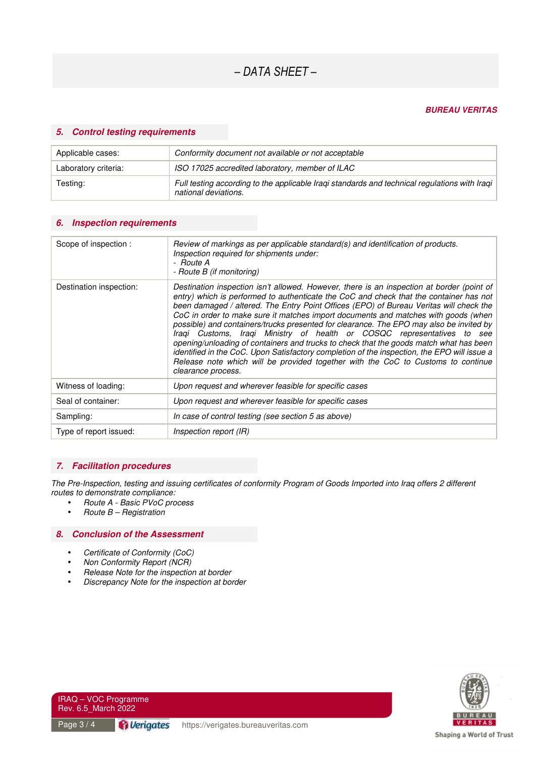# – DATA SHEET –

***BUREAU VERITAS***

## 5. Control testing requirements

| | |
|---|---|
| Applicable cases: | *Conformity document not available or not acceptable* |
| Laboratory criteria: | *ISO 17025 accredited laboratory, member of ILAC* |
| Testing: | *Full testing according to the applicable Iraqi standards and technical regulations with Iraqi national deviations.* |

## 6. Inspection requirements

| | |
|---|---|
| Scope of inspection : | *Review of markings as per applicable standard(s) and identification of products.*<br>*Inspection required for shipments under:*<br>*- Route A*<br>*- Route B (if monitoring)* |
| Destination inspection: | *Destination inspection isn't allowed. However, there is an inspection at border (point of entry) which is performed to authenticate the CoC and check that the container has not been damaged / altered. The Entry Point Offices (EPO) of Bureau Veritas will check the CoC in order to make sure it matches import documents and matches with goods (when possible) and containers/trucks presented for clearance. The EPO may also be invited by Iraqi Customs, Iraqi Ministry of health or COSQC representatives to see opening/unloading of containers and trucks to check that the goods match what has been identified in the CoC. Upon Satisfactory completion of the inspection, the EPO will issue a Release note which will be provided together with the CoC to Customs to continue clearance process.* |
| Witness of loading: | *Upon request and wherever feasible for specific cases* |
| Seal of container: | *Upon request and wherever feasible for specific cases* |
| Sampling: | *In case of control testing (see section 5 as above)* |
| Type of report issued: | *Inspection report (IR)* |

## 7. Facilitation procedures

*The Pre-Inspection, testing and issuing certificates of conformity Program of Goods Imported into Iraq offers 2 different routes to demonstrate compliance:*

- *Route A - Basic PVoC process*
- *Route B – Registration*

## 8. Conclusion of the Assessment

- *Certificate of Conformity (CoC)*
- *Non Conformity Report (NCR)*
- *Release Note for the inspection at border*
- *Discrepancy Note for the inspection at border*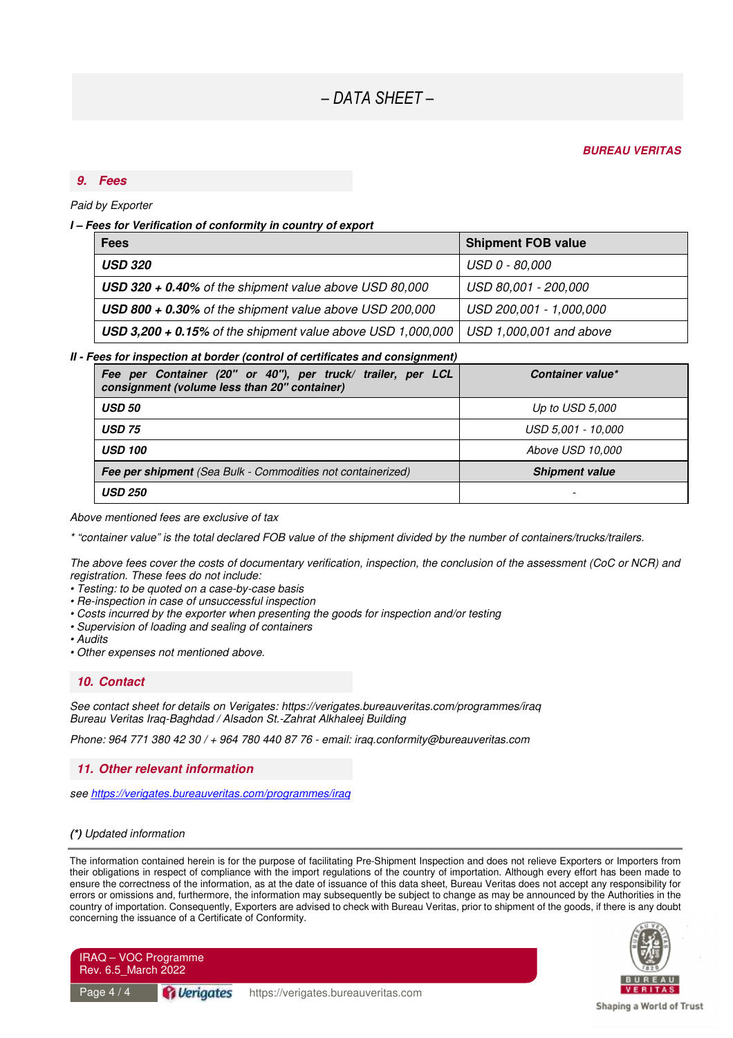## – DATA SHEET –

***BUREAU VERITAS***

## *9. Fees*

*Paid by Exporter*

***I – Fees for Verification of conformity in country of export***

| Fees | Shipment FOB value |
|---|---|
| ***USD 320*** | *USD 0 - 80,000* |
| ***USD 320 + 0.40%*** *of the shipment value above USD 80,000* | *USD 80,001 - 200,000* |
| ***USD 800 + 0.30%*** *of the shipment value above USD 200,000* | *USD 200,001 - 1,000,000* |
| ***USD 3,200 + 0.15%*** *of the shipment value above USD 1,000,000* | *USD 1,000,001 and above* |

***II - Fees for inspection at border (control of certificates and consignment)***

| ***Fee per Container (20" or 40"), per truck/ trailer, per LCL consignment (volume less than 20" container)*** | ***Container value**** |
|---|---|
| ***USD 50*** | *Up to USD 5,000* |
| ***USD 75*** | *USD 5,001 - 10,000* |
| ***USD 100*** | *Above USD 10,000* |
| ***Fee per shipment*** *(Sea Bulk - Commodities not containerized)* | ***Shipment value*** |
| ***USD 250*** | *-* |

*Above mentioned fees are exclusive of tax*

** "container value" is the total declared FOB value of the shipment divided by the number of containers/trucks/trailers.*

*The above fees cover the costs of documentary verification, inspection, the conclusion of the assessment (CoC or NCR) and registration. These fees do not include:*

- *Testing: to be quoted on a case-by-case basis*
- *Re-inspection in case of unsuccessful inspection*
- *Costs incurred by the exporter when presenting the goods for inspection and/or testing*
- *Supervision of loading and sealing of containers*
- *Audits*
- *Other expenses not mentioned above.*

## *10. Contact*

*See contact sheet for details on Verigates: https://verigates.bureauveritas.com/programmes/iraq*
*Bureau Veritas Iraq-Baghdad / Alsadon St.-Zahrat Alkhaleej Building*

*Phone: 964 771 380 42 30 / + 964 780 440 87 76 - email: iraq.conformity@bureauveritas.com*

## *11. Other relevant information*

*see https://verigates.bureauveritas.com/programmes/iraq*

***(*)*** *Updated information*

The information contained herein is for the purpose of facilitating Pre-Shipment Inspection and does not relieve Exporters or Importers from their obligations in respect of compliance with the import regulations of the country of importation. Although every effort has been made to ensure the correctness of the information, as at the date of issuance of this data sheet, Bureau Veritas does not accept any responsibility for errors or omissions and, furthermore, the information may subsequently be subject to change as may be announced by the Authorities in the country of importation. Consequently, Exporters are advised to check with Bureau Veritas, prior to shipment of the goods, if there is any doubt concerning the issuance of a Certificate of Conformity.